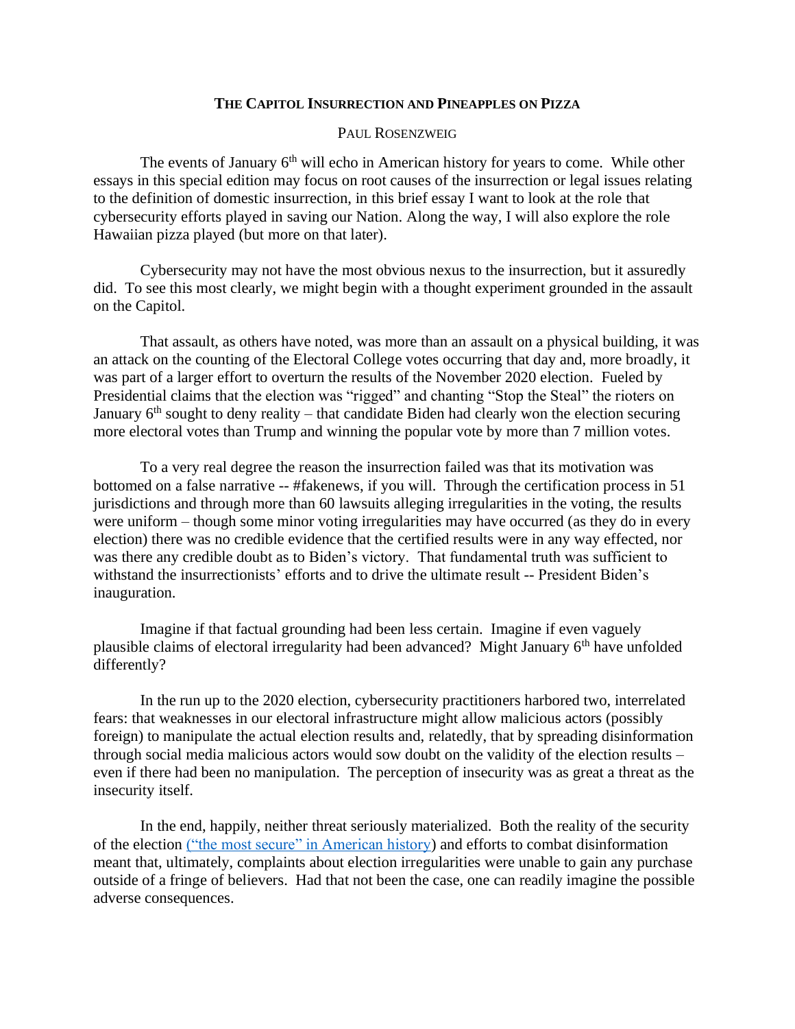# THE CAPITOL INSURRECTION AND PINEAPPLES ON PIZZA

PAUL ROSENZWEIG

The events of January 6th will echo in American history for years to come. While other essays in this special edition may focus on root causes of the insurrection or legal issues relating to the definition of domestic insurrection, in this brief essay I want to look at the role that cybersecurity efforts played in saving our Nation. Along the way, I will also explore the role Hawaiian pizza played (but more on that later).

Cybersecurity may not have the most obvious nexus to the insurrection, but it assuredly did. To see this most clearly, we might begin with a thought experiment grounded in the assault on the Capitol.

That assault, as others have noted, was more than an assault on a physical building, it was an attack on the counting of the Electoral College votes occurring that day and, more broadly, it was part of a larger effort to overturn the results of the November 2020 election. Fueled by Presidential claims that the election was "rigged" and chanting "Stop the Steal" the rioters on January 6th sought to deny reality – that candidate Biden had clearly won the election securing more electoral votes than Trump and winning the popular vote by more than 7 million votes.

To a very real degree the reason the insurrection failed was that its motivation was bottomed on a false narrative -- #fakenews, if you will. Through the certification process in 51 jurisdictions and through more than 60 lawsuits alleging irregularities in the voting, the results were uniform – though some minor voting irregularities may have occurred (as they do in every election) there was no credible evidence that the certified results were in any way effected, nor was there any credible doubt as to Biden's victory. That fundamental truth was sufficient to withstand the insurrectionists' efforts and to drive the ultimate result -- President Biden's inauguration.

Imagine if that factual grounding had been less certain. Imagine if even vaguely plausible claims of electoral irregularity had been advanced? Might January 6th have unfolded differently?

In the run up to the 2020 election, cybersecurity practitioners harbored two, interrelated fears: that weaknesses in our electoral infrastructure might allow malicious actors (possibly foreign) to manipulate the actual election results and, relatedly, that by spreading disinformation through social media malicious actors would sow doubt on the validity of the election results – even if there had been no manipulation. The perception of insecurity was as great a threat as the insecurity itself.

In the end, happily, neither threat seriously materialized. Both the reality of the security of the election ("the most secure" in American history) and efforts to combat disinformation meant that, ultimately, complaints about election irregularities were unable to gain any purchase outside of a fringe of believers. Had that not been the case, one can readily imagine the possible adverse consequences.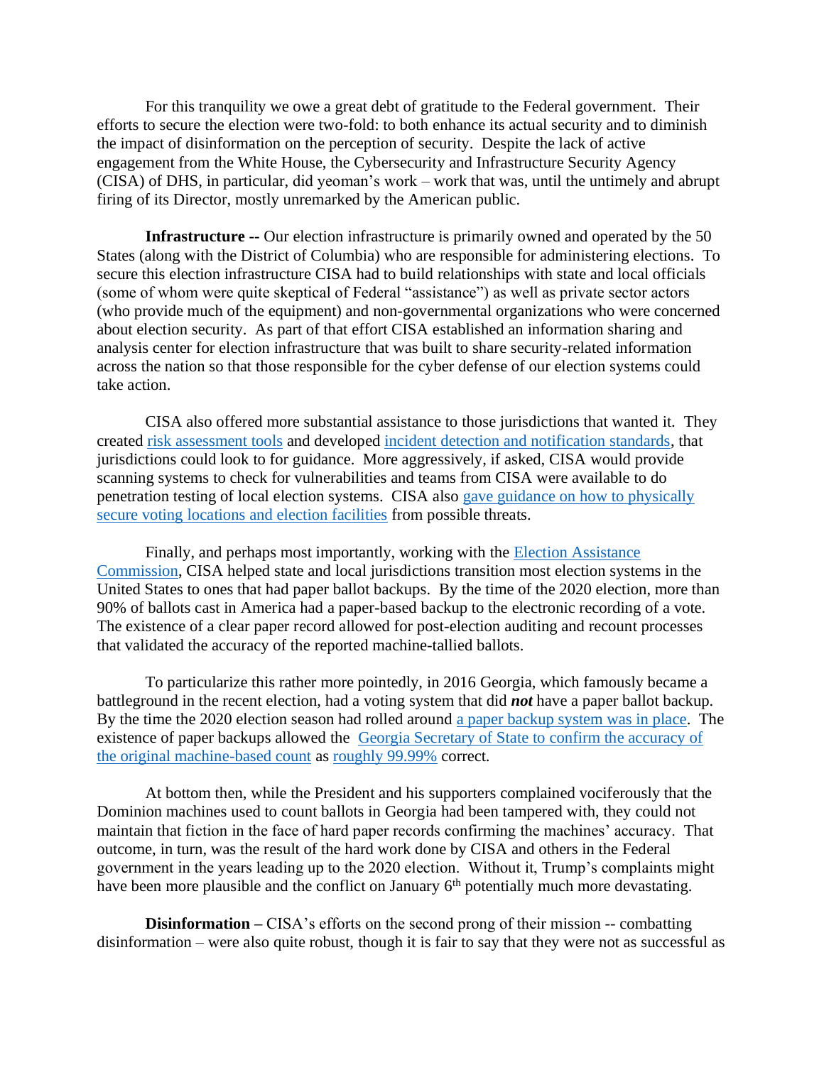For this tranquility we owe a great debt of gratitude to the Federal government. Their efforts to secure the election were two-fold: to both enhance its actual security and to diminish the impact of disinformation on the perception of security. Despite the lack of active engagement from the White House, the Cybersecurity and Infrastructure Security Agency (CISA) of DHS, in particular, did yeoman's work – work that was, until the untimely and abrupt firing of its Director, mostly unremarked by the American public.

**Infrastructure --** Our election infrastructure is primarily owned and operated by the 50 States (along with the District of Columbia) who are responsible for administering elections. To secure this election infrastructure CISA had to build relationships with state and local officials (some of whom were quite skeptical of Federal "assistance") as well as private sector actors (who provide much of the equipment) and non-governmental organizations who were concerned about election security. As part of that effort CISA established an information sharing and analysis center for election infrastructure that was built to share security-related information across the nation so that those responsible for the cyber defense of our election systems could take action.

CISA also offered more substantial assistance to those jurisdictions that wanted it. They created risk assessment tools and developed incident detection and notification standards, that jurisdictions could look to for guidance. More aggressively, if asked, CISA would provide scanning systems to check for vulnerabilities and teams from CISA were available to do penetration testing of local election systems. CISA also gave guidance on how to physically secure voting locations and election facilities from possible threats.

Finally, and perhaps most importantly, working with the Election Assistance Commission, CISA helped state and local jurisdictions transition most election systems in the United States to ones that had paper ballot backups. By the time of the 2020 election, more than 90% of ballots cast in America had a paper-based backup to the electronic recording of a vote. The existence of a clear paper record allowed for post-election auditing and recount processes that validated the accuracy of the reported machine-tallied ballots.

To particularize this rather more pointedly, in 2016 Georgia, which famously became a battleground in the recent election, had a voting system that did ***not*** have a paper ballot backup. By the time the 2020 election season had rolled around a paper backup system was in place. The existence of paper backups allowed the Georgia Secretary of State to confirm the accuracy of the original machine-based count as roughly 99.99% correct.

At bottom then, while the President and his supporters complained vociferously that the Dominion machines used to count ballots in Georgia had been tampered with, they could not maintain that fiction in the face of hard paper records confirming the machines' accuracy. That outcome, in turn, was the result of the hard work done by CISA and others in the Federal government in the years leading up to the 2020 election. Without it, Trump's complaints might have been more plausible and the conflict on January 6th potentially much more devastating.

**Disinformation –** CISA's efforts on the second prong of their mission -- combatting disinformation – were also quite robust, though it is fair to say that they were not as successful as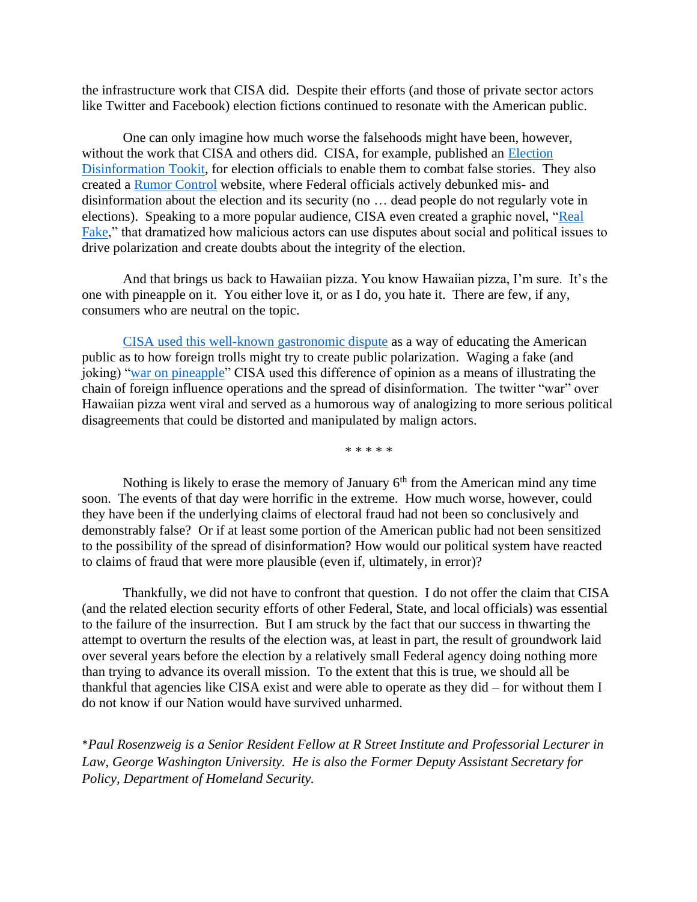the infrastructure work that CISA did. Despite their efforts (and those of private sector actors like Twitter and Facebook) election fictions continued to resonate with the American public.

One can only imagine how much worse the falsehoods might have been, however, without the work that CISA and others did. CISA, for example, published an Election Disinformation Tookit, for election officials to enable them to combat false stories. They also created a Rumor Control website, where Federal officials actively debunked mis- and disinformation about the election and its security (no … dead people do not regularly vote in elections). Speaking to a more popular audience, CISA even created a graphic novel, "Real Fake," that dramatized how malicious actors can use disputes about social and political issues to drive polarization and create doubts about the integrity of the election.

And that brings us back to Hawaiian pizza. You know Hawaiian pizza, I'm sure. It's the one with pineapple on it. You either love it, or as I do, you hate it. There are few, if any, consumers who are neutral on the topic.

CISA used this well-known gastronomic dispute as a way of educating the American public as to how foreign trolls might try to create public polarization. Waging a fake (and joking) "war on pineapple" CISA used this difference of opinion as a means of illustrating the chain of foreign influence operations and the spread of disinformation. The twitter "war" over Hawaiian pizza went viral and served as a humorous way of analogizing to more serious political disagreements that could be distorted and manipulated by malign actors.

\* \* \* \* \*

Nothing is likely to erase the memory of January 6th from the American mind any time soon. The events of that day were horrific in the extreme. How much worse, however, could they have been if the underlying claims of electoral fraud had not been so conclusively and demonstrably false? Or if at least some portion of the American public had not been sensitized to the possibility of the spread of disinformation? How would our political system have reacted to claims of fraud that were more plausible (even if, ultimately, in error)?

Thankfully, we did not have to confront that question. I do not offer the claim that CISA (and the related election security efforts of other Federal, State, and local officials) was essential to the failure of the insurrection. But I am struck by the fact that our success in thwarting the attempt to overturn the results of the election was, at least in part, the result of groundwork laid over several years before the election by a relatively small Federal agency doing nothing more than trying to advance its overall mission. To the extent that this is true, we should all be thankful that agencies like CISA exist and were able to operate as they did – for without them I do not know if our Nation would have survived unharmed.

*\*Paul Rosenzweig is a Senior Resident Fellow at R Street Institute and Professorial Lecturer in Law, George Washington University. He is also the Former Deputy Assistant Secretary for Policy, Department of Homeland Security.*